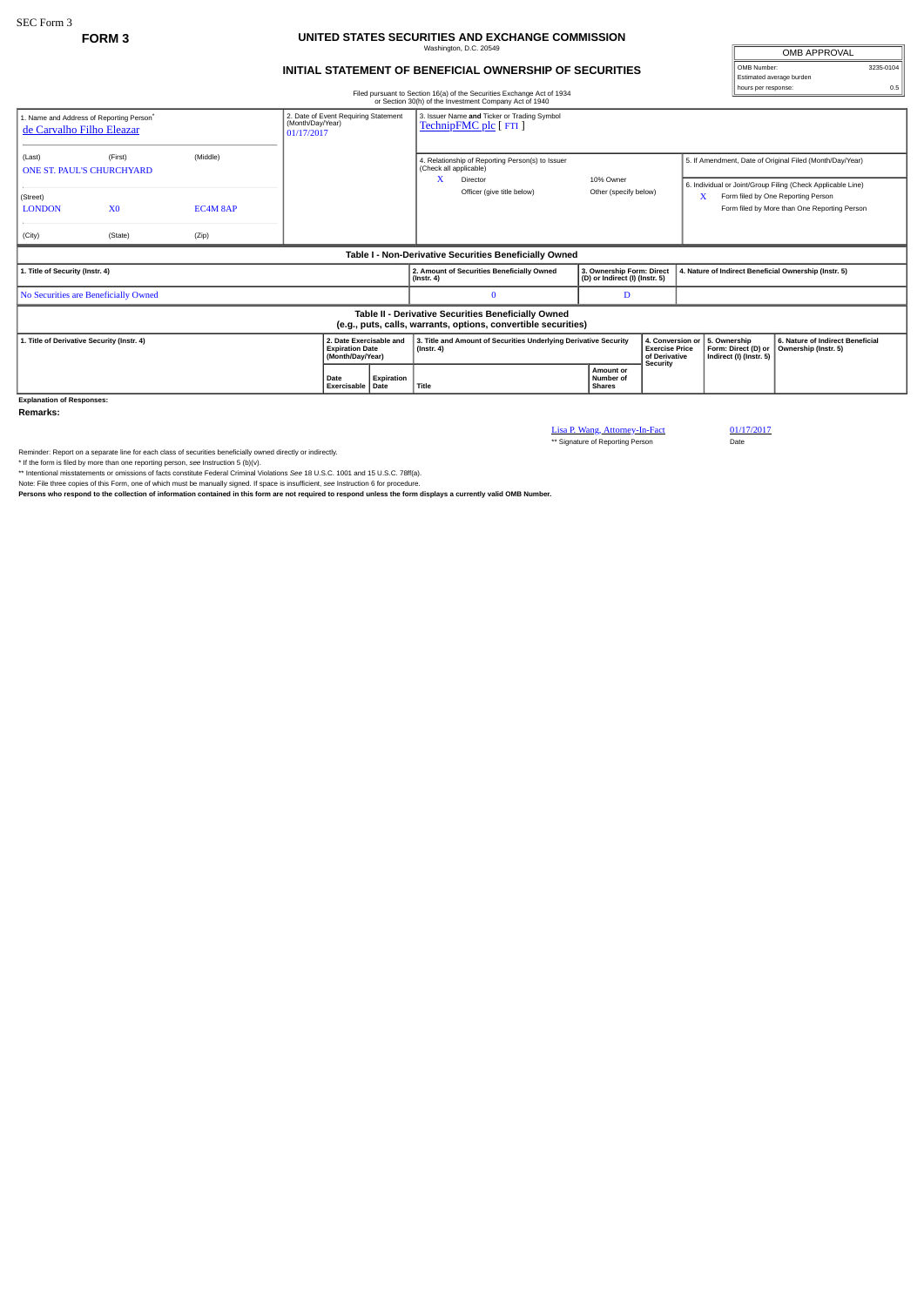SEC Form 3

**FORM 3**

# UNITED STATES SECURITIES AND EXCHANGE COMMISSION

Washington, D.C. 20549

## INITIAL STATEMENT OF BENEFICIAL OWNERSHIP OF SECURITIES

Filed pursuant to Section 16(a) of the Securities Exchange Act of 1934 or Section 30(h) of the Investment Company Act of 1940

| OMB APPROVAL | |
|---|---|
| OMB Number: | 3235-0104 |
| Estimated average burden | |
| hours per response: | 0.5 |

1. Name and Address of Reporting Person*
de Carvalho Filho Eleazar

(Last) (First) (Middle)
ONE ST. PAUL'S CHURCHYARD

(Street)
LONDON X0 EC4M 8AP

(City) (State) (Zip)

2. Date of Event Requiring Statement (Month/Day/Year)
01/17/2017

3. Issuer Name **and** Ticker or Trading Symbol
TechnipFMC plc [ FTI ]

4. Relationship of Reporting Person(s) to Issuer (Check all applicable)
X Director
10% Owner
Officer (give title below)
Other (specify below)

5. If Amendment, Date of Original Filed (Month/Day/Year)

6. Individual or Joint/Group Filing (Check Applicable Line)
X Form filed by One Reporting Person
Form filed by More than One Reporting Person

**Table I - Non-Derivative Securities Beneficially Owned**

| 1. Title of Security (Instr. 4) | 2. Amount of Securities Beneficially Owned (Instr. 4) | 3. Ownership Form: Direct (D) or Indirect (I) (Instr. 5) | 4. Nature of Indirect Beneficial Ownership (Instr. 5) |
|---|---|---|---|
| No Securities are Beneficially Owned | 0 | D | |

**Table II - Derivative Securities Beneficially Owned (e.g., puts, calls, warrants, options, convertible securities)**

| 1. Title of Derivative Security (Instr. 4) | 2. Date Exercisable and Expiration Date (Month/Day/Year) | | 3. Title and Amount of Securities Underlying Derivative Security (Instr. 4) | | 4. Conversion or Exercise Price of Derivative Security | 5. Ownership Form: Direct (D) or Indirect (I) (Instr. 5) | 6. Nature of Indirect Beneficial Ownership (Instr. 5) |
|---|---|---|---|---|---|---|---|
| | Date Exercisable | Expiration Date | Title | Amount or Number of Shares | | | |

**Explanation of Responses:**

**Remarks:**

Lisa P. Wang, Attorney-In-Fact 01/17/2017

** Signature of Reporting Person Date

Reminder: Report on a separate line for each class of securities beneficially owned directly or indirectly.

* If the form is filed by more than one reporting person, see Instruction 5 (b)(v).

** Intentional misstatements or omissions of facts constitute Federal Criminal Violations *See* 18 U.S.C. 1001 and 15 U.S.C. 78ff(a).

Note: File three copies of this Form, one of which must be manually signed. If space is insufficient, *see* Instruction 6 for procedure.

**Persons who respond to the collection of information contained in this form are not required to respond unless the form displays a currently valid OMB Number.**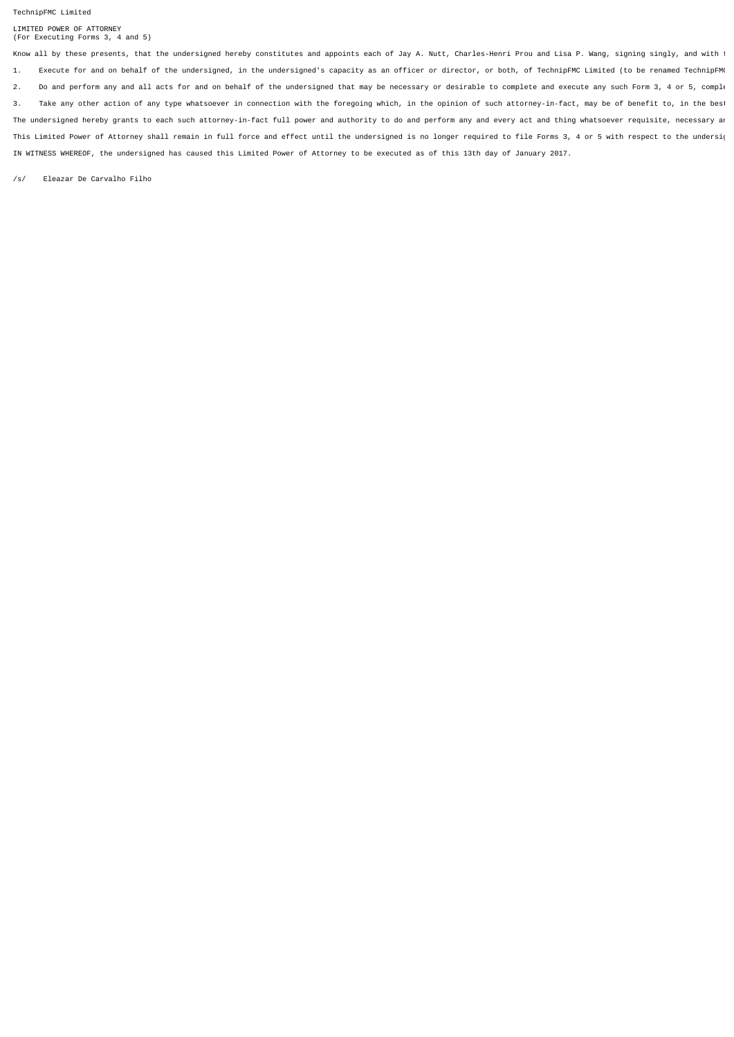TechnipFMC Limited

LIMITED POWER OF ATTORNEY
(For Executing Forms 3, 4 and 5)

Know all by these presents, that the undersigned hereby constitutes and appoints each of Jay A. Nutt, Charles-Henri Prou and Lisa P. Wang, signing singly, and with f

1. Execute for and on behalf of the undersigned, in the undersigned's capacity as an officer or director, or both, of TechnipFMC Limited (to be renamed TechnipFMC

2. Do and perform any and all acts for and on behalf of the undersigned that may be necessary or desirable to complete and execute any such Form 3, 4 or 5, comple

3. Take any other action of any type whatsoever in connection with the foregoing which, in the opinion of such attorney-in-fact, may be of benefit to, in the best

The undersigned hereby grants to each such attorney-in-fact full power and authority to do and perform any and every act and thing whatsoever requisite, necessary an

This Limited Power of Attorney shall remain in full force and effect until the undersigned is no longer required to file Forms 3, 4 or 5 with respect to the undersig

IN WITNESS WHEREOF, the undersigned has caused this Limited Power of Attorney to be executed as of this 13th day of January 2017.

/s/ Eleazar De Carvalho Filho